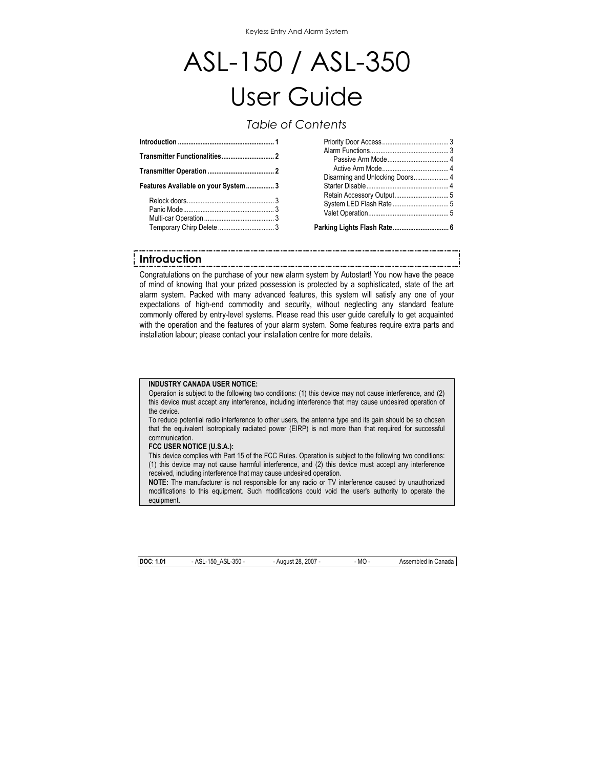# ASL-150 / ASL-350 User Guide

*Table of Contents*

**Introduction ....................................................... 1**

**Transmitter Functionalities.............................. 2**

**Transmitter Operation ...................................... 2**

**Features Available on your System................ 3**

- Relock doors................................................. 3
- Panic Mode.................................................... 3
- Multi-car Operation........................................ 3
- Temporary Chirp Delete ................................ 3
- Priority Door Access...................................... 3
- Alarm Functions............................................. 3
  - Passive Arm Mode................................... 4
  - Active Arm Mode...................................... 4
- Disarming and Unlocking Doors.................... 4
- Starter Disable............................................... 4
- Retain Accessory Output............................... 5
- System LED Flash Rate ................................ 5
- Valet Operation.............................................. 5

**Parking Lights Flash Rate................................ 6**

## Introduction

Congratulations on the purchase of your new alarm system by Autostart! You now have the peace of mind of knowing that your prized possession is protected by a sophisticated, state of the art alarm system. Packed with many advanced features, this system will satisfy any one of your expectations of high-end commodity and security, without neglecting any standard feature commonly offered by entry-level systems. Please read this user guide carefully to get acquainted with the operation and the features of your alarm system. Some features require extra parts and installation labour; please contact your installation centre for more details.

**INDUSTRY CANADA USER NOTICE:**

Operation is subject to the following two conditions: (1) this device may not cause interference, and (2) this device must accept any interference, including interference that may cause undesired operation of the device.

To reduce potential radio interference to other users, the antenna type and its gain should be so chosen that the equivalent isotropically radiated power (EIRP) is not more than that required for successful communication.

**FCC USER NOTICE (U.S.A.):**

This device complies with Part 15 of the FCC Rules. Operation is subject to the following two conditions: (1) this device may not cause harmful interference, and (2) this device must accept any interference received, including interference that may cause undesired operation.

**NOTE:** The manufacturer is not responsible for any radio or TV interference caused by unauthorized modifications to this equipment. Such modifications could void the user's authority to operate the equipment.

| **DOC**: 1.01 | - ASL-150_ASL-350 - | - August 28, 2007 - | - MO - | Assembled in Canada |
|---|---|---|---|---|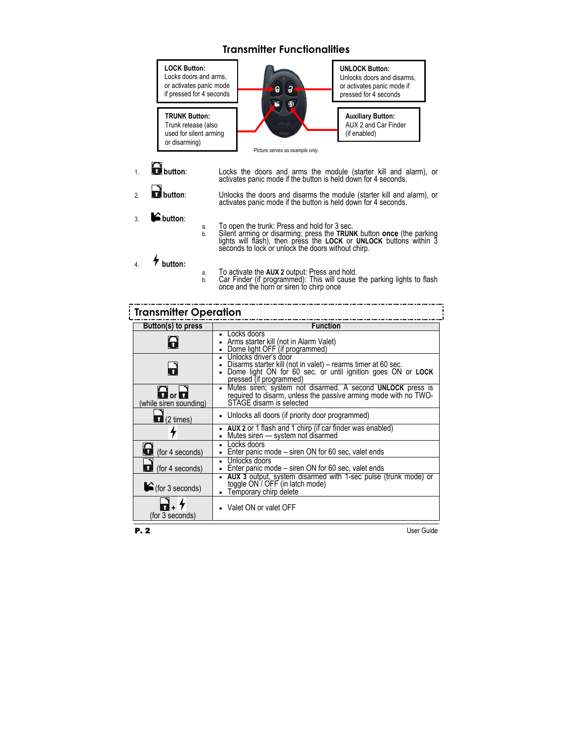## Transmitter Functionalities

**LOCK Button:**
Locks doors and arms, or activates panic mode if pressed for 4 seconds

**UNLOCK Button:**
Unlocks doors and disarms, or activates panic mode if pressed for 4 seconds

**TRUNK Button:**
Trunk release (also used for silent arming or disarming)

**Auxiliary Button:**
AUX 2 and Car Finder (if enabled)

*Picture serves as example only.*

1. **button**: Locks the doors and arms the module (starter kill and alarm), or activates panic mode if the button is held down for 4 seconds.
2. **button**: Unlocks the doors and disarms the module (starter kill and alarm), or activates panic mode if the button is held down for 4 seconds.
3. **button**:
   a. To open the trunk: Press and hold for 3 sec.
   b. Silent arming or disarming: press the **TRUNK** button **once** (the parking lights will flash), then press the **LOCK** or **UNLOCK** buttons within 3 seconds to lock or unlock the doors without chirp.
4. **button:**
   a. To activate the **AUX 2** output: Press and hold.
   b. Car Finder (if programmed): This will cause the parking lights to flash once and the horn or siren to chirp once

## Transmitter Operation

| Button(s) to press | Function |
|---|---|
| LOCK | • Locks doors<br>• Arms starter kill (not in Alarm Valet)<br>• Dome light OFF (if programmed) |
| UNLOCK | • Unlocks driver's door<br>• Disarms starter kill (not in valet) – rearms timer at 60 sec.<br>• Dome light ON for 60 sec. or until ignition goes ON or **LOCK** pressed (if programmed) |
| LOCK or UNLOCK (while siren sounding) | • Mutes siren; system not disarmed. A second **UNLOCK** press is required to disarm, unless the passive arming mode with no TWO-STAGE disarm is selected |
| UNLOCK (2 times) | • Unlocks all doors (if priority door programmed) |
| AUX | • **AUX 2** or 1 flash and 1 chirp (if car finder was enabled)<br>• Mutes siren — system not disarmed |
| LOCK (for 4 seconds) | • Locks doors<br>• Enter panic mode – siren ON for 60 sec, valet ends |
| UNLOCK (for 4 seconds) | • Unlocks doors<br>• Enter panic mode – siren ON for 60 sec, valet ends |
| TRUNK (for 3 seconds) | • **AUX 3** output, system disarmed with 1-sec pulse (trunk mode) or toggle ON / OFF (in latch mode)<br>• Temporary chirp delete |
| UNLOCK + AUX (for 3 seconds) | • Valet ON or valet OFF |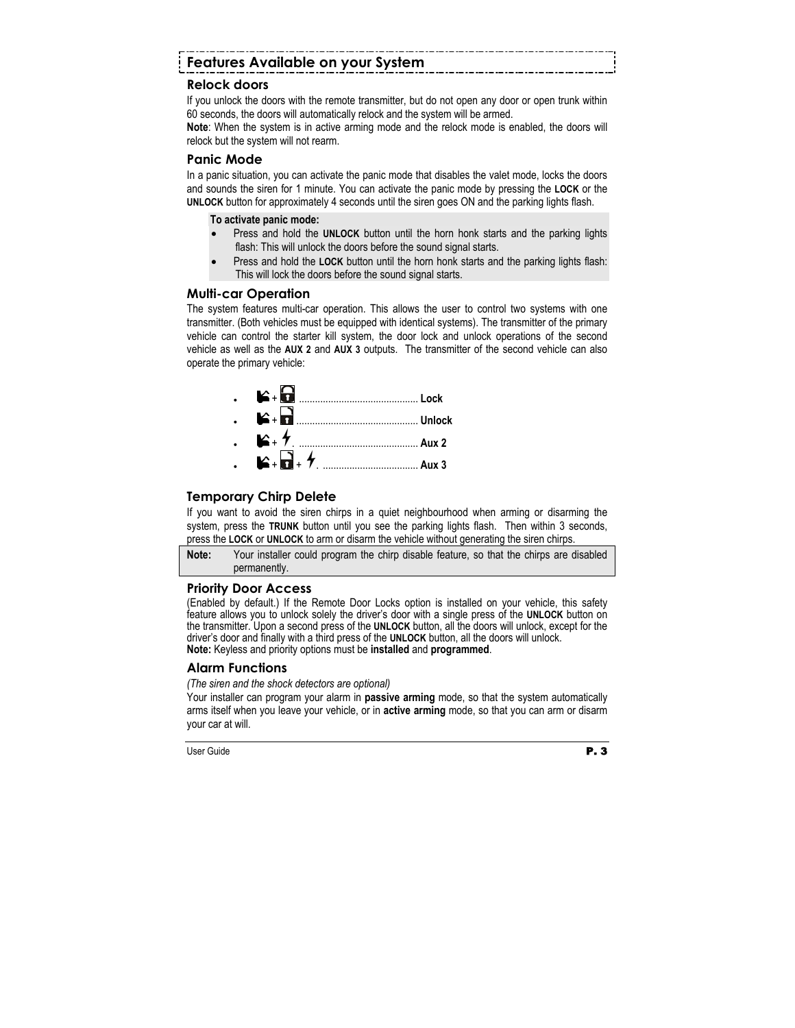## Features Available on your System

### Relock doors

If you unlock the doors with the remote transmitter, but do not open any door or open trunk within 60 seconds, the doors will automatically relock and the system will be armed.

**Note**: When the system is in active arming mode and the relock mode is enabled, the doors will relock but the system will not rearm.

### Panic Mode

In a panic situation, you can activate the panic mode that disables the valet mode, locks the doors and sounds the siren for 1 minute. You can activate the panic mode by pressing the **LOCK** or the **UNLOCK** button for approximately 4 seconds until the siren goes ON and the parking lights flash.

**To activate panic mode:**

- Press and hold the **UNLOCK** button until the horn honk starts and the parking lights flash: This will unlock the doors before the sound signal starts.
- Press and hold the **LOCK** button until the horn honk starts and the parking lights flash: This will lock the doors before the sound signal starts.

### Multi-car Operation

The system features multi-car operation. This allows the user to control two systems with one transmitter. (Both vehicles must be equipped with identical systems). The transmitter of the primary vehicle can control the starter kill system, the door lock and unlock operations of the second vehicle as well as the **AUX 2** and **AUX 3** outputs. The transmitter of the second vehicle can also operate the primary vehicle:

- [trunk] + [lock] ............................................ **Lock**
- [trunk] + [unlock] ............................................ **Unlock**
- [trunk] + [aux]. ............................................ **Aux 2**
- [trunk] + [unlock] + [aux]. .................................... **Aux 3**

### Temporary Chirp Delete

If you want to avoid the siren chirps in a quiet neighbourhood when arming or disarming the system, press the **TRUNK** button until you see the parking lights flash. Then within 3 seconds, press the **LOCK** or **UNLOCK** to arm or disarm the vehicle without generating the siren chirps.

| **Note:** | Your installer could program the chirp disable feature, so that the chirps are disabled permanently. |
|---|---|

### Priority Door Access

(Enabled by default.) If the Remote Door Locks option is installed on your vehicle, this safety feature allows you to unlock solely the driver's door with a single press of the **UNLOCK** button on the transmitter. Upon a second press of the **UNLOCK** button, all the doors will unlock, except for the driver's door and finally with a third press of the **UNLOCK** button, all the doors will unlock.

**Note:** Keyless and priority options must be **installed** and **programmed**.

### Alarm Functions

*(The siren and the shock detectors are optional)*

Your installer can program your alarm in **passive arming** mode, so that the system automatically arms itself when you leave your vehicle, or in **active arming** mode, so that you can arm or disarm your car at will.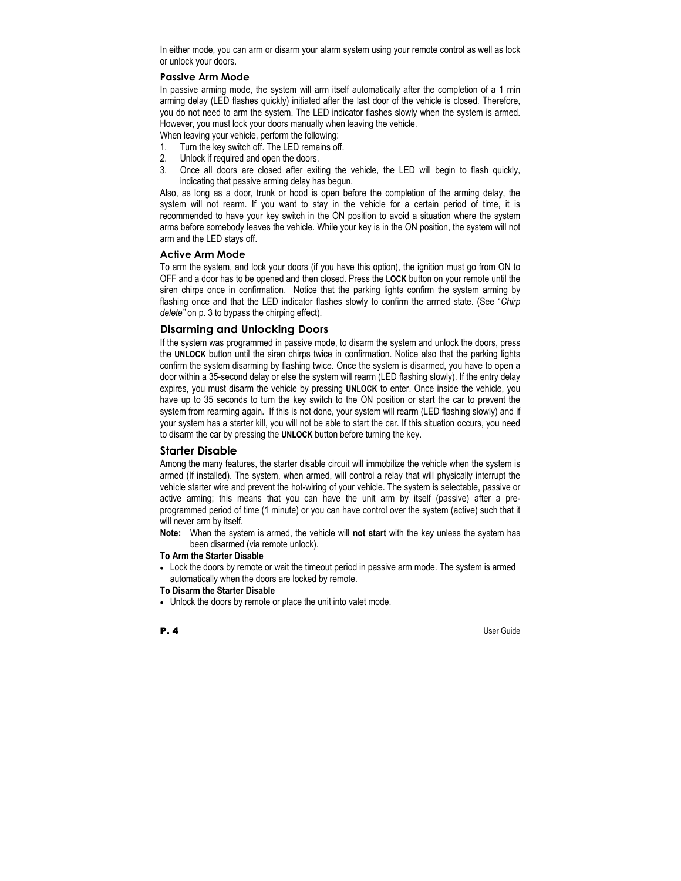In either mode, you can arm or disarm your alarm system using your remote control as well as lock or unlock your doors.

### Passive Arm Mode

In passive arming mode, the system will arm itself automatically after the completion of a 1 min arming delay (LED flashes quickly) initiated after the last door of the vehicle is closed. Therefore, you do not need to arm the system. The LED indicator flashes slowly when the system is armed. However, you must lock your doors manually when leaving the vehicle.

When leaving your vehicle, perform the following:

1. Turn the key switch off. The LED remains off.
2. Unlock if required and open the doors.
3. Once all doors are closed after exiting the vehicle, the LED will begin to flash quickly, indicating that passive arming delay has begun.

Also, as long as a door, trunk or hood is open before the completion of the arming delay, the system will not rearm. If you want to stay in the vehicle for a certain period of time, it is recommended to have your key switch in the ON position to avoid a situation where the system arms before somebody leaves the vehicle. While your key is in the ON position, the system will not arm and the LED stays off.

### Active Arm Mode

To arm the system, and lock your doors (if you have this option), the ignition must go from ON to OFF and a door has to be opened and then closed. Press the **LOCK** button on your remote until the siren chirps once in confirmation. Notice that the parking lights confirm the system arming by flashing once and that the LED indicator flashes slowly to confirm the armed state. (See "*Chirp delete"* on p. 3 to bypass the chirping effect).

## Disarming and Unlocking Doors

If the system was programmed in passive mode, to disarm the system and unlock the doors, press the **UNLOCK** button until the siren chirps twice in confirmation. Notice also that the parking lights confirm the system disarming by flashing twice. Once the system is disarmed, you have to open a door within a 35-second delay or else the system will rearm (LED flashing slowly). If the entry delay expires, you must disarm the vehicle by pressing **UNLOCK** to enter. Once inside the vehicle, you have up to 35 seconds to turn the key switch to the ON position or start the car to prevent the system from rearming again. If this is not done, your system will rearm (LED flashing slowly) and if your system has a starter kill, you will not be able to start the car. If this situation occurs, you need to disarm the car by pressing the **UNLOCK** button before turning the key.

## Starter Disable

Among the many features, the starter disable circuit will immobilize the vehicle when the system is armed (If installed). The system, when armed, will control a relay that will physically interrupt the vehicle starter wire and prevent the hot-wiring of your vehicle. The system is selectable, passive or active arming; this means that you can have the unit arm by itself (passive) after a pre-programmed period of time (1 minute) or you can have control over the system (active) such that it will never arm by itself.

**Note:** When the system is armed, the vehicle will **not start** with the key unless the system has been disarmed (via remote unlock).

**To Arm the Starter Disable**

- Lock the doors by remote or wait the timeout period in passive arm mode. The system is armed automatically when the doors are locked by remote.

**To Disarm the Starter Disable**

- Unlock the doors by remote or place the unit into valet mode.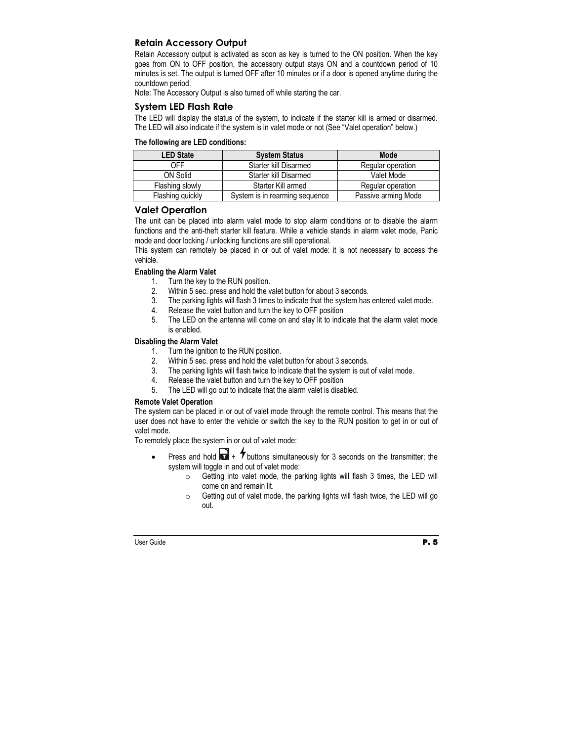## Retain Accessory Output

Retain Accessory output is activated as soon as key is turned to the ON position. When the key goes from ON to OFF position, the accessory output stays ON and a countdown period of 10 minutes is set. The output is turned OFF after 10 minutes or if a door is opened anytime during the countdown period.

Note: The Accessory Output is also turned off while starting the car.

## System LED Flash Rate

The LED will display the status of the system, to indicate if the starter kill is armed or disarmed. The LED will also indicate if the system is in valet mode or not (See "Valet operation" below.)

**The following are LED conditions:**

| LED State | System Status | Mode |
| --- | --- | --- |
| OFF | Starter kill Disarmed | Regular operation |
| ON Solid | Starter kill Disarmed | Valet Mode |
| Flashing slowly | Starter Kill armed | Regular operation |
| Flashing quickly | System is in rearming sequence | Passive arming Mode |

## Valet Operation

The unit can be placed into alarm valet mode to stop alarm conditions or to disable the alarm functions and the anti-theft starter kill feature. While a vehicle stands in alarm valet mode, Panic mode and door locking / unlocking functions are still operational.

This system can remotely be placed in or out of valet mode: it is not necessary to access the vehicle.

**Enabling the Alarm Valet**

1. Turn the key to the RUN position.
2. Within 5 sec. press and hold the valet button for about 3 seconds.
3. The parking lights will flash 3 times to indicate that the system has entered valet mode.
4. Release the valet button and turn the key to OFF position
5. The LED on the antenna will come on and stay lit to indicate that the alarm valet mode is enabled.

**Disabling the Alarm Valet**

1. Turn the ignition to the RUN position.
2. Within 5 sec. press and hold the valet button for about 3 seconds.
3. The parking lights will flash twice to indicate that the system is out of valet mode.
4. Release the valet button and turn the key to OFF position
5. The LED will go out to indicate that the alarm valet is disabled.

**Remote Valet Operation**

The system can be placed in or out of valet mode through the remote control. This means that the user does not have to enter the vehicle or switch the key to the RUN position to get in or out of valet mode.

To remotely place the system in or out of valet mode:

- Press and hold [lock] + [lightning] buttons simultaneously for 3 seconds on the transmitter; the system will toggle in and out of valet mode:
  - Getting into valet mode, the parking lights will flash 3 times, the LED will come on and remain lit.
  - Getting out of valet mode, the parking lights will flash twice, the LED will go out.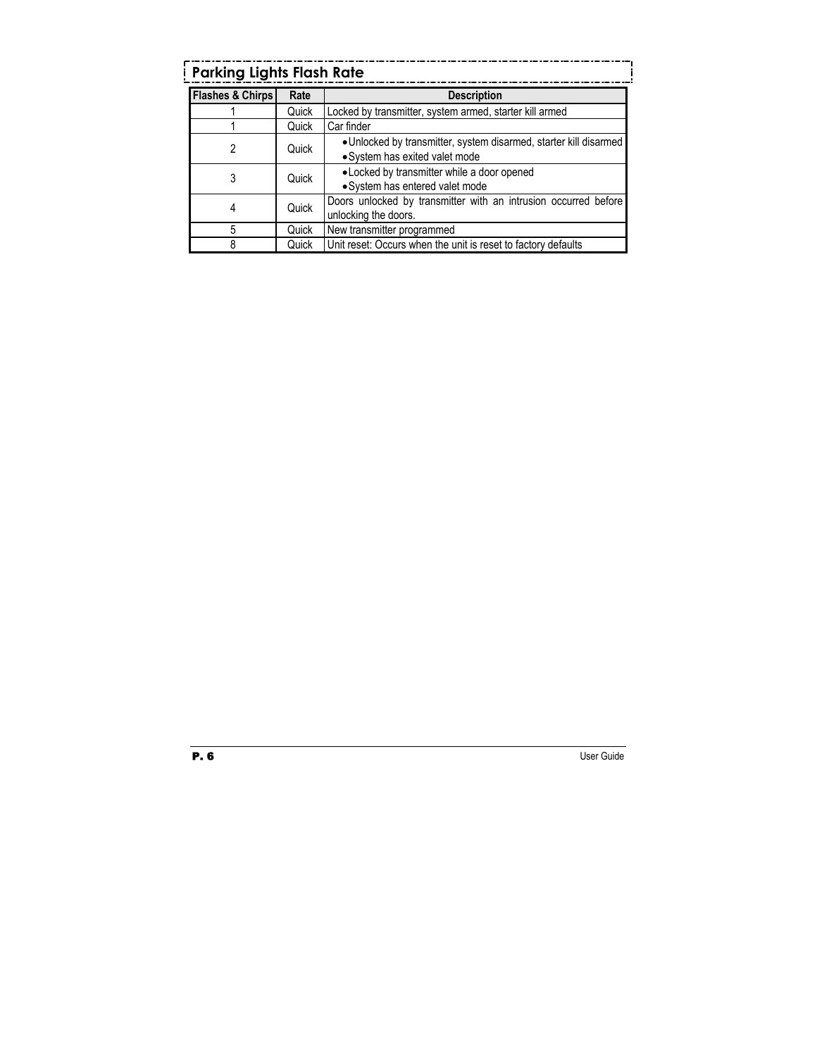## Parking Lights Flash Rate

| Flashes & Chirps | Rate | Description |
|---|---|---|
| 1 | Quick | Locked by transmitter, system armed, starter kill armed |
| 1 | Quick | Car finder |
| 2 | Quick | • Unlocked by transmitter, system disarmed, starter kill disarmed<br>• System has exited valet mode |
| 3 | Quick | • Locked by transmitter while a door opened<br>• System has entered valet mode |
| 4 | Quick | Doors unlocked by transmitter with an intrusion occurred before unlocking the doors. |
| 5 | Quick | New transmitter programmed |
| 8 | Quick | Unit reset: Occurs when the unit is reset to factory defaults |